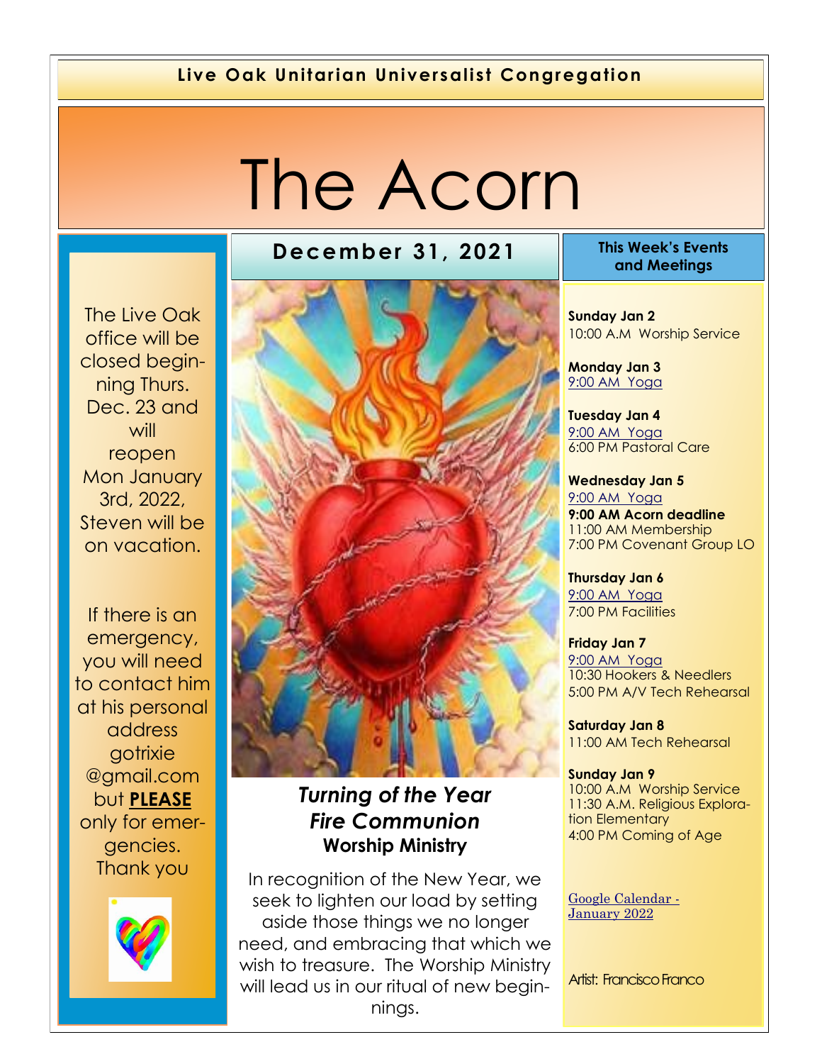**Live Oak Unitarian Universalist Congregation**

# The Acorn

## December 31, 2021

The Live Oak office will be closed beginning Thurs. Dec. 23 and will reopen Mon January 3rd, 2022, Steven will be on vacation.

If there is an emergency, you will need to contact him at his personal address gotrixie@gmail.com but **PLEASE** only for emergencies. Thank you

### *Turning of the Year Fire Communion*
**Worship Ministry**

In recognition of the New Year, we seek to lighten our load by setting aside those things we no longer need, and embracing that which we wish to treasure. The Worship Ministry will lead us in our ritual of new beginnings.

### This Week's Events and Meetings

**Sunday Jan 2**
10:00 A.M Worship Service

**Monday Jan 3**
9:00 AM Yoga

**Tuesday Jan 4**
9:00 AM Yoga
6:00 PM Pastoral Care

**Wednesday Jan 5**
9:00 AM Yoga
**9:00 AM Acorn deadline**
11:00 AM Membership
7:00 PM Covenant Group LO

**Thursday Jan 6**
9:00 AM Yoga
7:00 PM Facilities

**Friday Jan 7**
9:00 AM Yoga
10:30 Hookers & Needlers
5:00 PM A/V Tech Rehearsal

**Saturday Jan 8**
11:00 AM Tech Rehearsal

**Sunday Jan 9**
10:00 A.M Worship Service
11:30 A.M. Religious Exploration Elementary
4:00 PM Coming of Age

Google Calendar - January 2022

Artist: Francisco Franco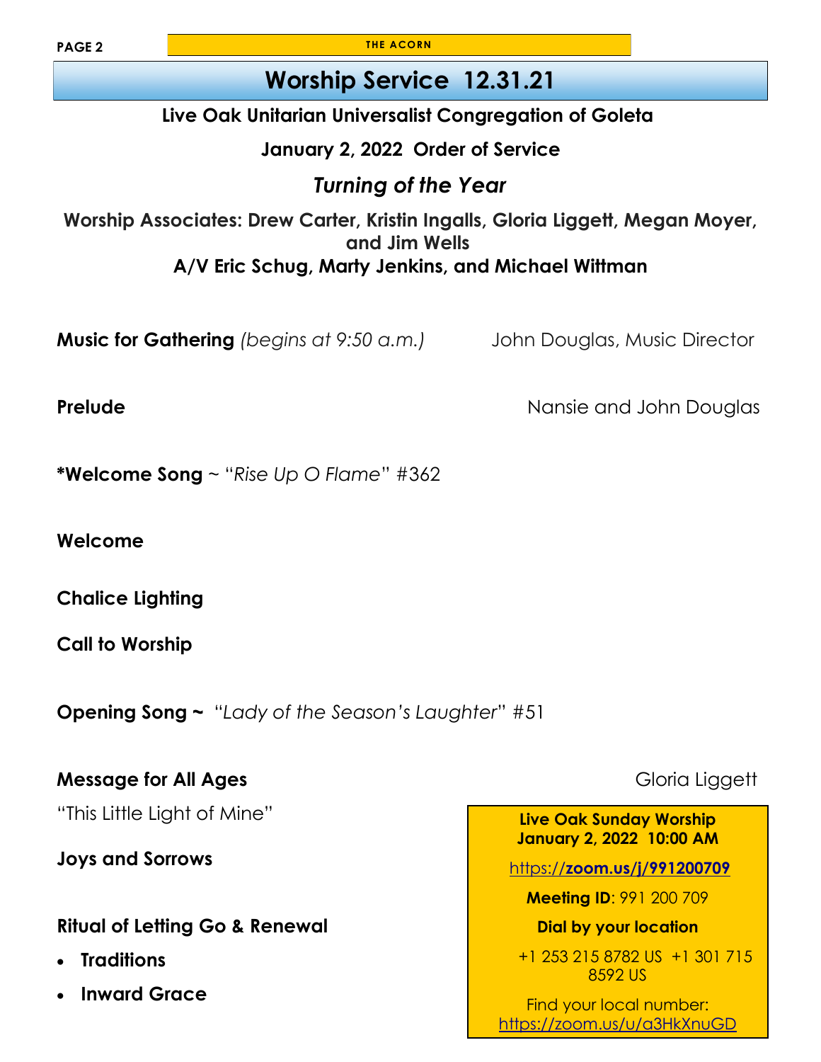# Worship Service 12.31.21

**Live Oak Unitarian Universalist Congregation of Goleta**

**January 2, 2022 Order of Service**

## *Turning of the Year*

**Worship Associates: Drew Carter, Kristin Ingalls, Gloria Liggett, Megan Moyer, and Jim Wells**
**A/V Eric Schug, Marty Jenkins, and Michael Wittman**

**Music for Gathering** *(begins at 9:50 a.m.)* John Douglas, Music Director

**Prelude** Nansie and John Douglas

***Welcome Song** ~ "*Rise Up O Flame*" #362

**Welcome**

**Chalice Lighting**

**Call to Worship**

**Opening Song ~** "*Lady of the Season's Laughter*" #51

**Message for All Ages** Gloria Liggett

"This Little Light of Mine"

**Joys and Sorrows**

**Ritual of Letting Go & Renewal**

- **Traditions**
- **Inward Grace**

**Live Oak Sunday Worship**
**January 2, 2022 10:00 AM**

https://**zoom.us/j/991200709**

**Meeting ID**: 991 200 709

**Dial by your location**

+1 253 215 8782 US +1 301 715 8592 US

Find your local number: https://zoom.us/u/a3HkXnuGD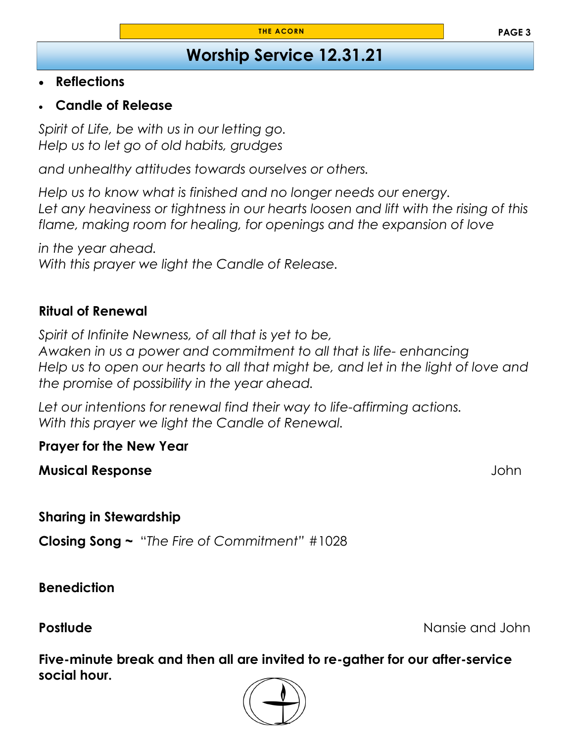# Worship Service 12.31.21

- **Reflections**
- **Candle of Release**

*Spirit of Life, be with us in our letting go.*
*Help us to let go of old habits, grudges*

*and unhealthy attitudes towards ourselves or others.*

*Help us to know what is finished and no longer needs our energy.*
*Let any heaviness or tightness in our hearts loosen and lift with the rising of this flame, making room for healing, for openings and the expansion of love*

*in the year ahead.*
*With this prayer we light the Candle of Release.*

**Ritual of Renewal**

*Spirit of Infinite Newness, of all that is yet to be,*
*Awaken in us a power and commitment to all that is life- enhancing*
*Help us to open our hearts to all that might be, and let in the light of love and the promise of possibility in the year ahead.*

*Let our intentions for renewal find their way to life-affirming actions.*
*With this prayer we light the Candle of Renewal.*

**Prayer for the New Year**

**Musical Response** John

**Sharing in Stewardship**

**Closing Song ~** *"The Fire of Commitment"* #1028

**Benediction**

**Postlude** Nansie and John

**Five-minute break and then all are invited to re-gather for our after-service social hour.**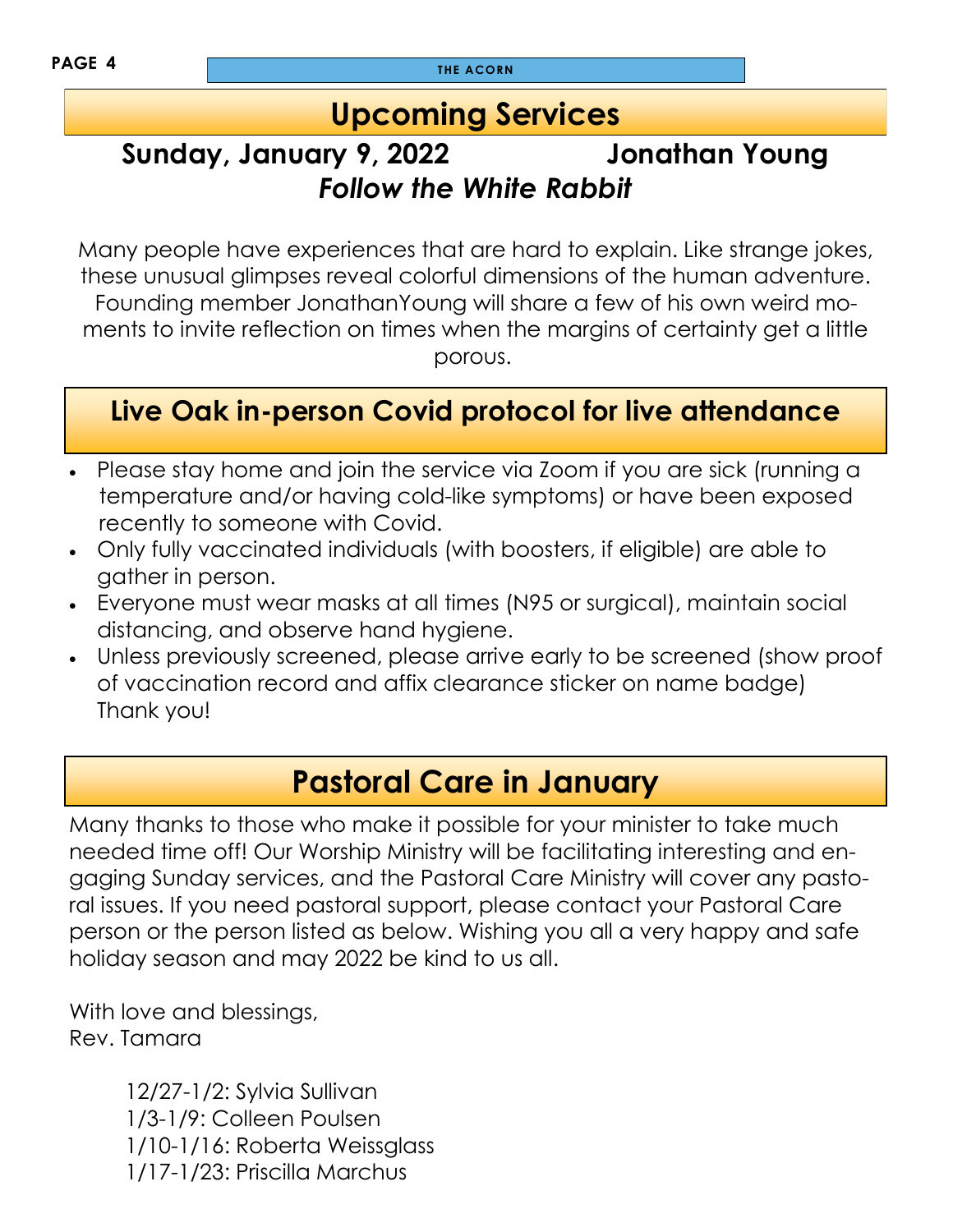## Upcoming Services

### Sunday, January 9, 2022 Jonathan Young

### *Follow the White Rabbit*

Many people have experiences that are hard to explain. Like strange jokes, these unusual glimpses reveal colorful dimensions of the human adventure. Founding member JonathanYoung will share a few of his own weird moments to invite reflection on times when the margins of certainty get a little porous.

## Live Oak in-person Covid protocol for live attendance

- Please stay home and join the service via Zoom if you are sick (running a temperature and/or having cold-like symptoms) or have been exposed recently to someone with Covid.
- Only fully vaccinated individuals (with boosters, if eligible) are able to gather in person.
- Everyone must wear masks at all times (N95 or surgical), maintain social distancing, and observe hand hygiene.
- Unless previously screened, please arrive early to be screened (show proof of vaccination record and affix clearance sticker on name badge) Thank you!

## Pastoral Care in January

Many thanks to those who make it possible for your minister to take much needed time off! Our Worship Ministry will be facilitating interesting and engaging Sunday services, and the Pastoral Care Ministry will cover any pastoral issues. If you need pastoral support, please contact your Pastoral Care person or the person listed as below. Wishing you all a very happy and safe holiday season and may 2022 be kind to us all.

With love and blessings,
Rev. Tamara

12/27-1/2: Sylvia Sullivan
1/3-1/9: Colleen Poulsen
1/10-1/16: Roberta Weissglass
1/17-1/23: Priscilla Marchus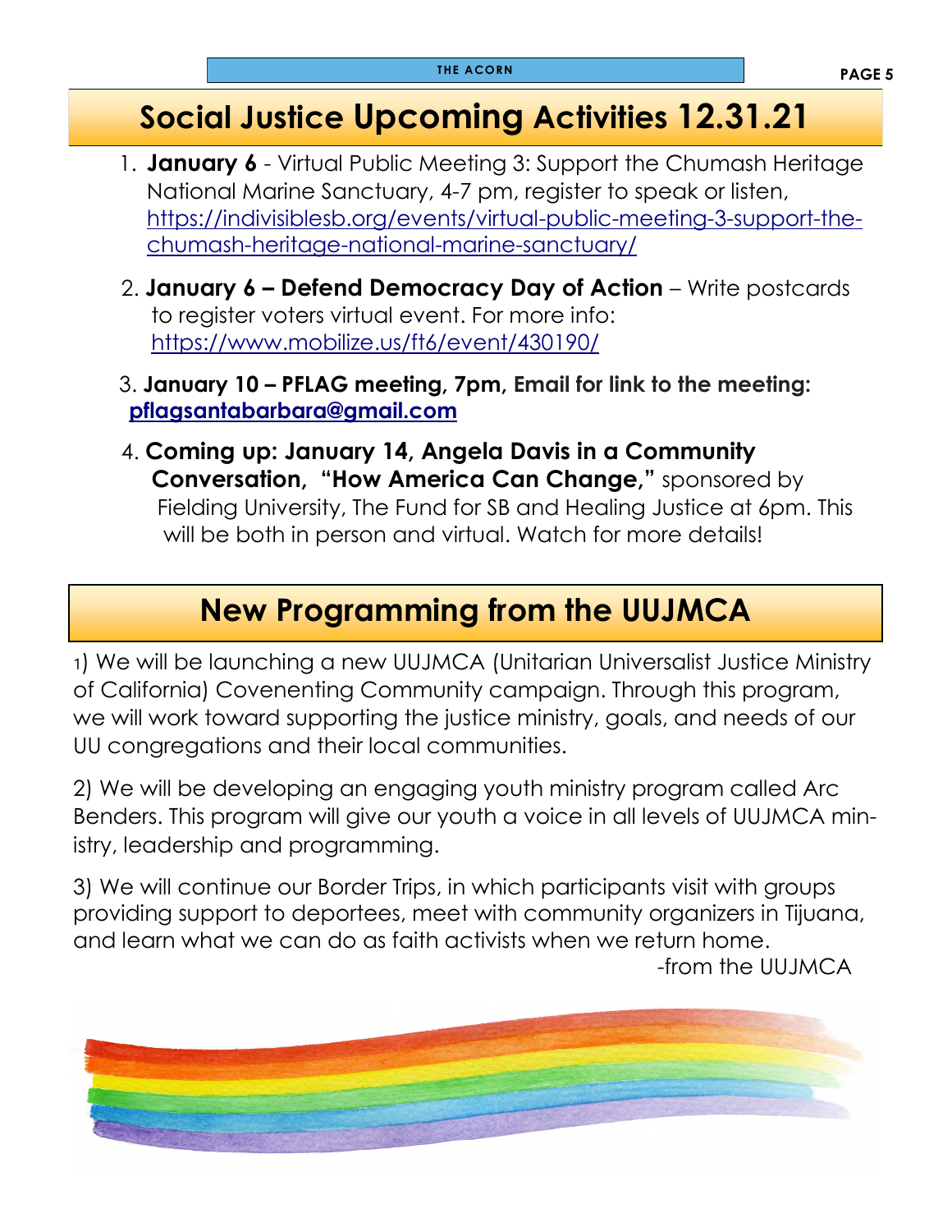## Social Justice Upcoming Activities 12.31.21

1. **January 6** - Virtual Public Meeting 3: Support the Chumash Heritage National Marine Sanctuary, 4-7 pm, register to speak or listen, https://indivisiblesb.org/events/virtual-public-meeting-3-support-the-chumash-heritage-national-marine-sanctuary/
2. **January 6 – Defend Democracy Day of Action** – Write postcards to register voters virtual event. For more info: https://www.mobilize.us/ft6/event/430190/
3. **January 10 – PFLAG meeting, 7pm, Email for link to the meeting: pflagsantabarbara@gmail.com**
4. **Coming up: January 14, Angela Davis in a Community Conversation, "How America Can Change,"** sponsored by Fielding University, The Fund for SB and Healing Justice at 6pm. This will be both in person and virtual. Watch for more details!

## New Programming from the UUJMCA

1) We will be launching a new UUJMCA (Unitarian Universalist Justice Ministry of California) Covenenting Community campaign. Through this program, we will work toward supporting the justice ministry, goals, and needs of our UU congregations and their local communities.

2) We will be developing an engaging youth ministry program called Arc Benders. This program will give our youth a voice in all levels of UUJMCA ministry, leadership and programming.

3) We will continue our Border Trips, in which participants visit with groups providing support to deportees, meet with community organizers in Tijuana, and learn what we can do as faith activists when we return home.

-from the UUJMCA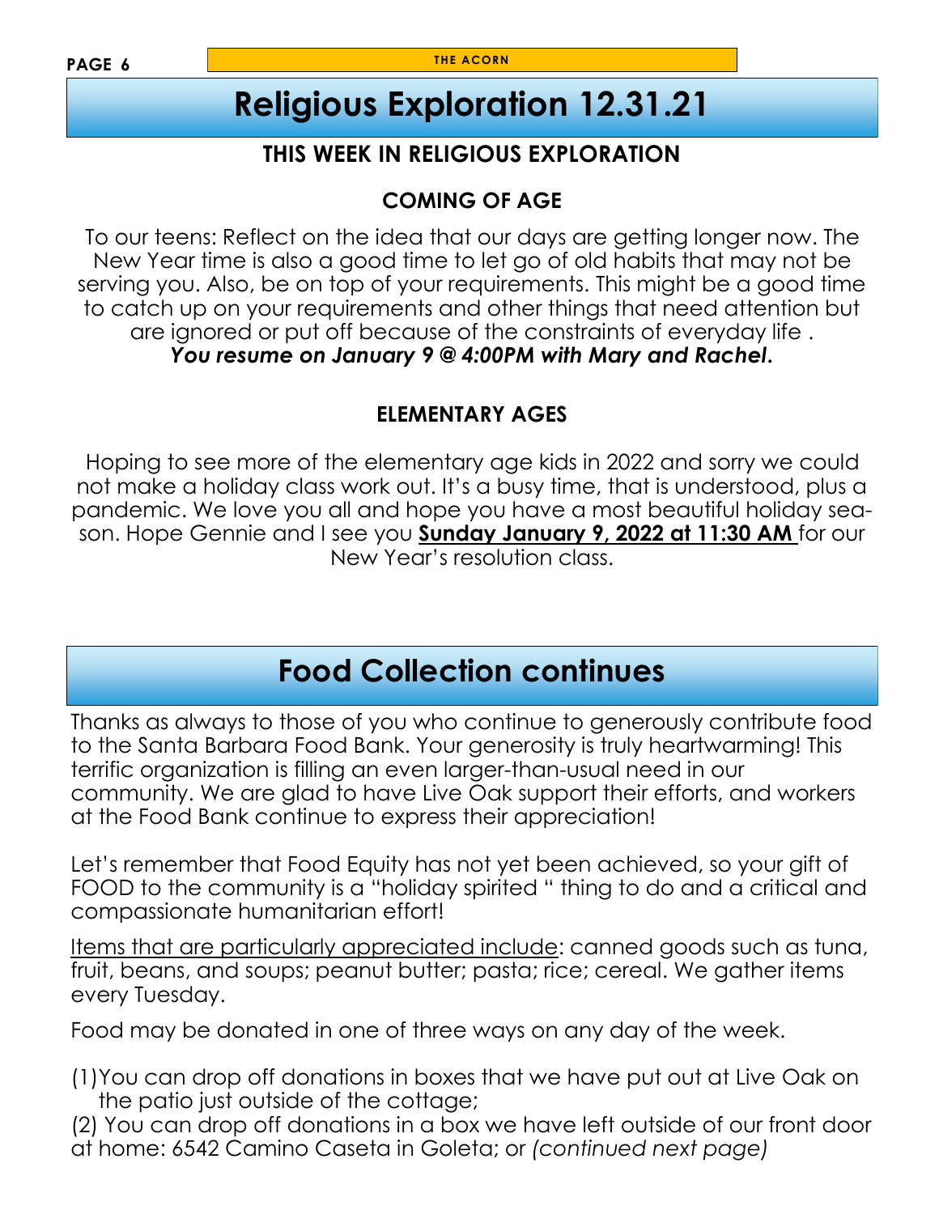# Religious Exploration 12.31.21

## THIS WEEK IN RELIGIOUS EXPLORATION

### COMING OF AGE

To our teens: Reflect on the idea that our days are getting longer now. The New Year time is also a good time to let go of old habits that may not be serving you. Also, be on top of your requirements. This might be a good time to catch up on your requirements and other things that need attention but are ignored or put off because of the constraints of everyday life .
***You resume on January 9 @ 4:00PM with Mary and Rachel.***

### ELEMENTARY AGES

Hoping to see more of the elementary age kids in 2022 and sorry we could not make a holiday class work out. It's a busy time, that is understood, plus a pandemic. We love you all and hope you have a most beautiful holiday season. Hope Gennie and I see you <u>**Sunday January 9, 2022 at 11:30 AM**</u> for our New Year's resolution class.

# Food Collection continues

Thanks as always to those of you who continue to generously contribute food to the Santa Barbara Food Bank. Your generosity is truly heartwarming! This terrific organization is filling an even larger-than-usual need in our community. We are glad to have Live Oak support their efforts, and workers at the Food Bank continue to express their appreciation!

Let's remember that Food Equity has not yet been achieved, so your gift of FOOD to the community is a "holiday spirited " thing to do and a critical and compassionate humanitarian effort!

<u>Items that are particularly appreciated include</u>: canned goods such as tuna, fruit, beans, and soups; peanut butter; pasta; rice; cereal. We gather items every Tuesday.

Food may be donated in one of three ways on any day of the week.

(1) You can drop off donations in boxes that we have put out at Live Oak on the patio just outside of the cottage;
(2) You can drop off donations in a box we have left outside of our front door at home: 6542 Camino Caseta in Goleta; or *(continued next page)*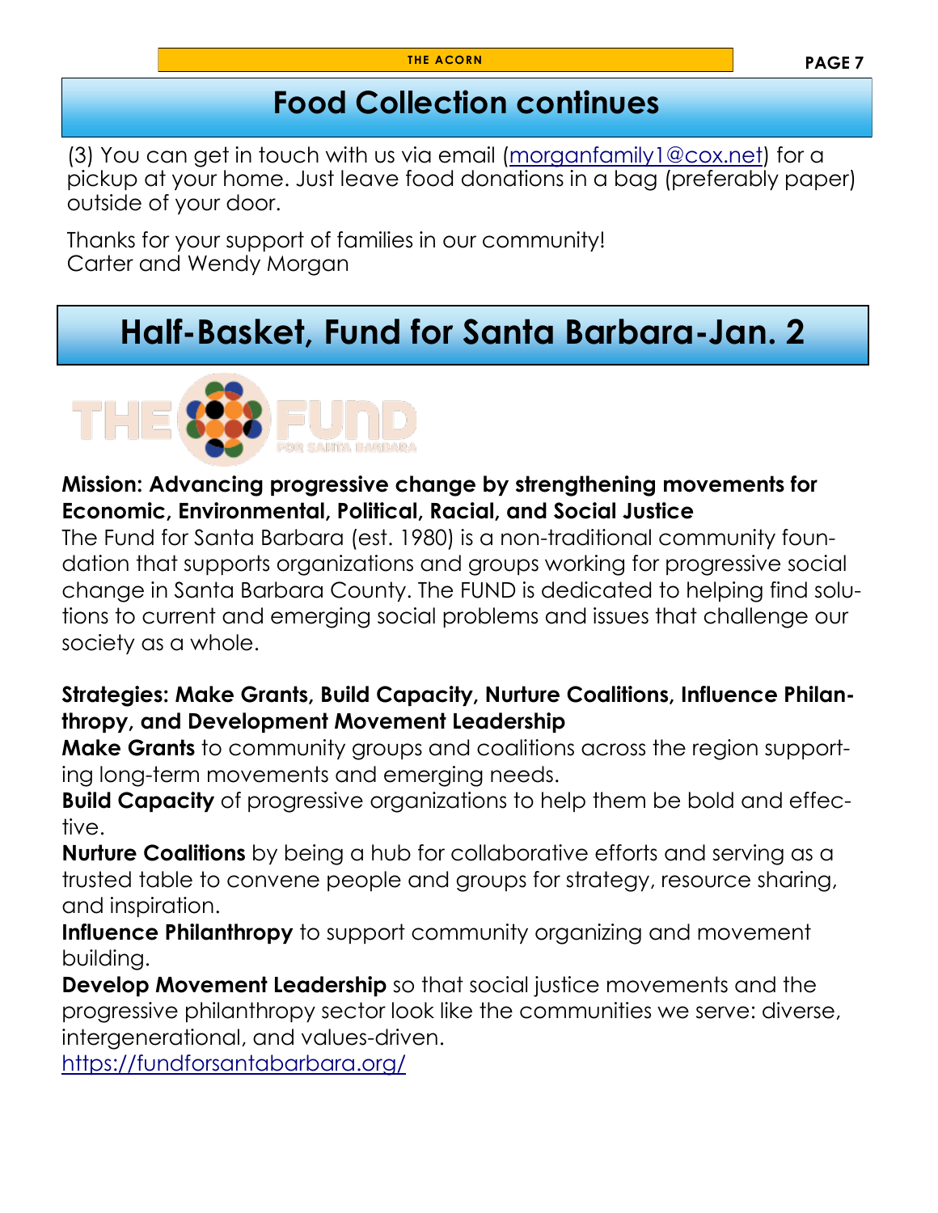## Food Collection continues

(3) You can get in touch with us via email (morganfamily1@cox.net) for a pickup at your home. Just leave food donations in a bag (preferably paper) outside of your door.

Thanks for your support of families in our community!
Carter and Wendy Morgan

## Half-Basket, Fund for Santa Barbara-Jan. 2

THE FUND FOR SANTA BARBARA

**Mission: Advancing progressive change by strengthening movements for Economic, Environmental, Political, Racial, and Social Justice**
The Fund for Santa Barbara (est. 1980) is a non-traditional community foundation that supports organizations and groups working for progressive social change in Santa Barbara County. The FUND is dedicated to helping find solutions to current and emerging social problems and issues that challenge our society as a whole.

**Strategies: Make Grants, Build Capacity, Nurture Coalitions, Influence Philanthropy, and Development Movement Leadership**
**Make Grants** to community groups and coalitions across the region supporting long-term movements and emerging needs.
**Build Capacity** of progressive organizations to help them be bold and effective.
**Nurture Coalitions** by being a hub for collaborative efforts and serving as a trusted table to convene people and groups for strategy, resource sharing, and inspiration.
**Influence Philanthropy** to support community organizing and movement building.
**Develop Movement Leadership** so that social justice movements and the progressive philanthropy sector look like the communities we serve: diverse, intergenerational, and values-driven.
https://fundforsantabarbara.org/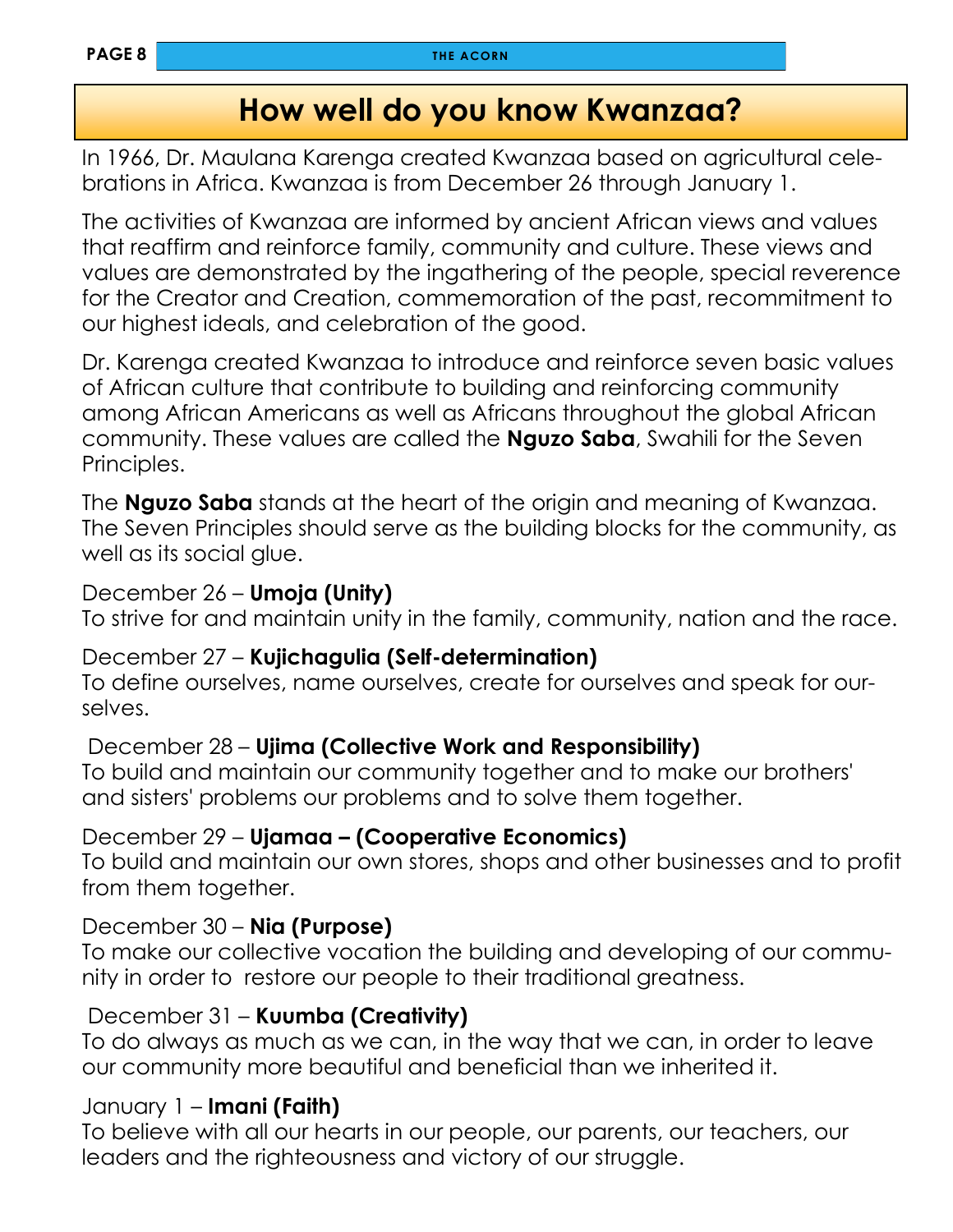# How well do you know Kwanzaa?

In 1966, Dr. Maulana Karenga created Kwanzaa based on agricultural celebrations in Africa. Kwanzaa is from December 26 through January 1.

The activities of Kwanzaa are informed by ancient African views and values that reaffirm and reinforce family, community and culture. These views and values are demonstrated by the ingathering of the people, special reverence for the Creator and Creation, commemoration of the past, recommitment to our highest ideals, and celebration of the good.

Dr. Karenga created Kwanzaa to introduce and reinforce seven basic values of African culture that contribute to building and reinforcing community among African Americans as well as Africans throughout the global African community. These values are called the **Nguzo Saba**, Swahili for the Seven Principles.

The **Nguzo Saba** stands at the heart of the origin and meaning of Kwanzaa. The Seven Principles should serve as the building blocks for the community, as well as its social glue.

December 26 – **Umoja (Unity)**
To strive for and maintain unity in the family, community, nation and the race.

December 27 – **Kujichagulia (Self-determination)**
To define ourselves, name ourselves, create for ourselves and speak for ourselves.

December 28 – **Ujima (Collective Work and Responsibility)**
To build and maintain our community together and to make our brothers' and sisters' problems our problems and to solve them together.

December 29 – **Ujamaa – (Cooperative Economics)**
To build and maintain our own stores, shops and other businesses and to profit from them together.

December 30 – **Nia (Purpose)**
To make our collective vocation the building and developing of our community in order to restore our people to their traditional greatness.

December 31 – **Kuumba (Creativity)**
To do always as much as we can, in the way that we can, in order to leave our community more beautiful and beneficial than we inherited it.

January 1 – **Imani (Faith)**
To believe with all our hearts in our people, our parents, our teachers, our leaders and the righteousness and victory of our struggle.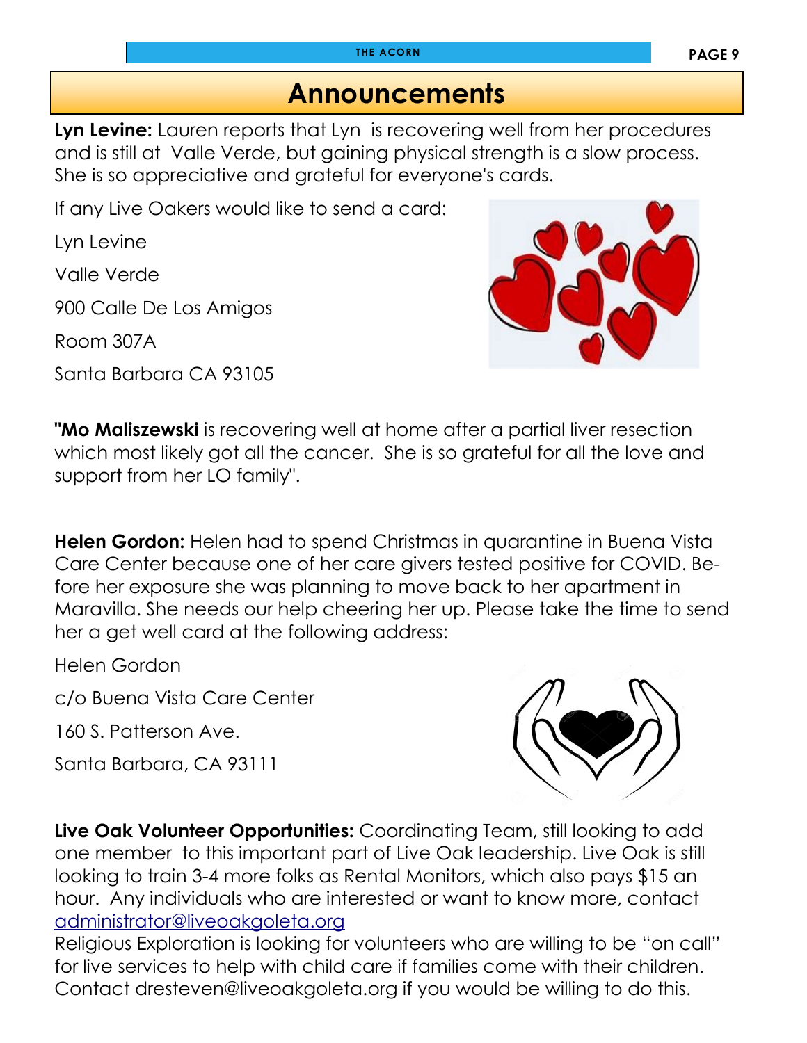# Announcements

**Lyn Levine:** Lauren reports that Lyn is recovering well from her procedures and is still at Valle Verde, but gaining physical strength is a slow process. She is so appreciative and grateful for everyone's cards.

If any Live Oakers would like to send a card:

Lyn Levine

Valle Verde

900 Calle De Los Amigos

Room 307A

Santa Barbara CA 93105

"**Mo Maliszewski** is recovering well at home after a partial liver resection which most likely got all the cancer. She is so grateful for all the love and support from her LO family".

**Helen Gordon:** Helen had to spend Christmas in quarantine in Buena Vista Care Center because one of her care givers tested positive for COVID. Before her exposure she was planning to move back to her apartment in Maravilla. She needs our help cheering her up. Please take the time to send her a get well card at the following address:

Helen Gordon

c/o Buena Vista Care Center

160 S. Patterson Ave.

Santa Barbara, CA 93111

**Live Oak Volunteer Opportunities:** Coordinating Team, still looking to add one member to this important part of Live Oak leadership. Live Oak is still looking to train 3-4 more folks as Rental Monitors, which also pays $15 an hour. Any individuals who are interested or want to know more, contact administrator@liveoakgoleta.org

Religious Exploration is looking for volunteers who are willing to be "on call" for live services to help with child care if families come with their children. Contact dresteven@liveoakgoleta.org if you would be willing to do this.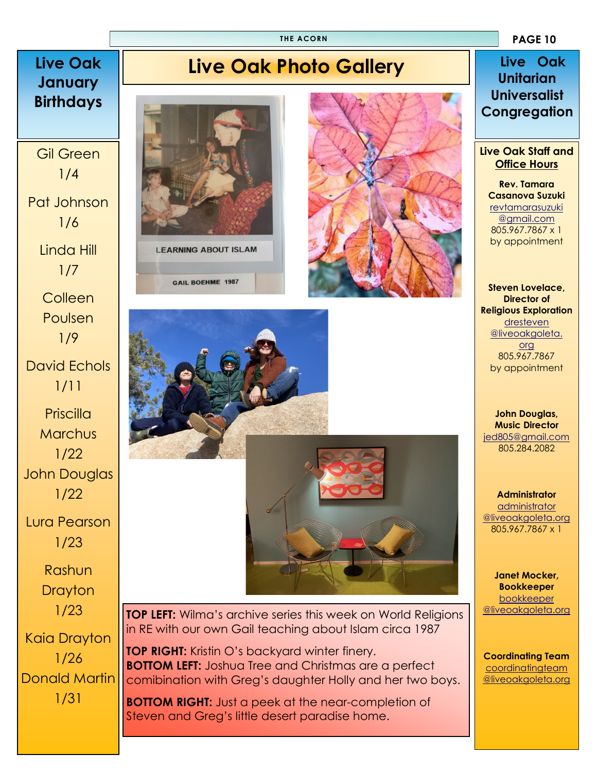## Live Oak January Birthdays

Gil Green 1/4

Pat Johnson 1/6

Linda Hill 1/7

Colleen Poulsen 1/9

David Echols 1/11

Priscilla Marchus 1/22

John Douglas 1/22

Lura Pearson 1/23

Rashun Drayton 1/23

Kaia Drayton 1/26

Donald Martin 1/31

## Live Oak Photo Gallery

LEARNING ABOUT ISLAM

GAIL BOEHME 1987

**TOP LEFT:** Wilma's archive series this week on World Religions in RE with our own Gail teaching about Islam circa 1987

**TOP RIGHT:** Kristin O's backyard winter finery.

**BOTTOM LEFT:** Joshua Tree and Christmas are a perfect comibination with Greg's daughter Holly and her two boys.

**BOTTOM RIGHT:** Just a peek at the near-completion of Steven and Greg's little desert paradise home.

## Live Oak Unitarian Universalist Congregation

**Live Oak Staff and Office Hours**

**Rev. Tamara Casanova Suzuki**
revtamarasuzuki@gmail.com
805.967.7867 x 1
by appointment

**Steven Lovelace, Director of Religious Exploration**
dresteven@liveoakgoleta.org
805.967.7867
by appointment

**John Douglas, Music Director**
jed805@gmail.com
805.284.2082

**Administrator**
administrator@liveoakgoleta.org
805.967.7867 x 1

**Janet Mocker, Bookkeeper**
bookkeeper@liveoakgoleta.org

**Coordinating Team**
coordinatingteam@liveoakgoleta.org